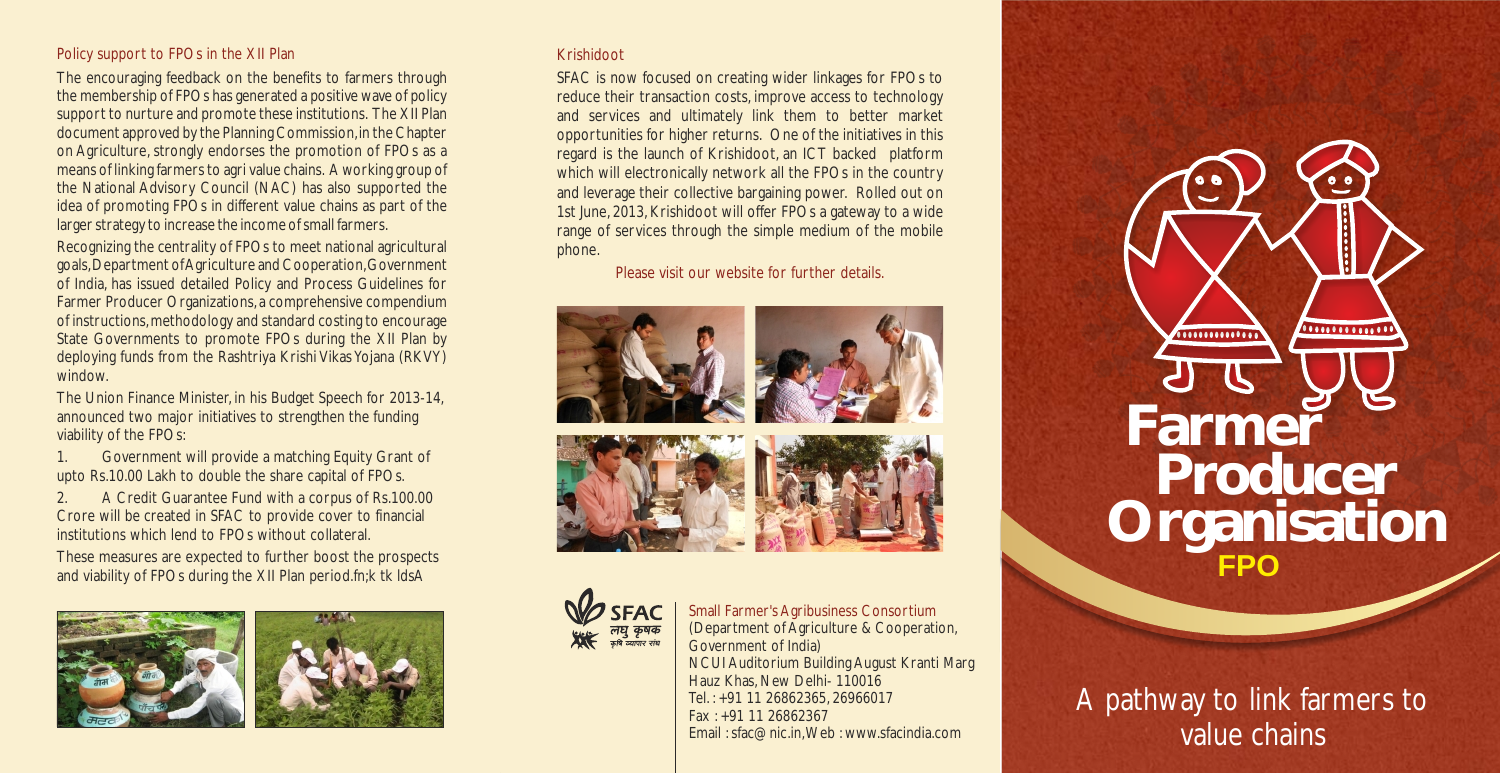## Policy support to FPOs in the XII Plan

The encouraging feedback on the benefits to farmers through the membership of FPOs has generated a positive wave of policy support to nurture and promote these institutions. The XII Plan document approved by the Planning Commission, in the Chapter on Agriculture, strongly endorses the promotion of FPOs as a means of linking farmers to agri value chains. A working group of the National Advisory Council (NAC) has also supported the idea of promoting FPOs in different value chains as part of the larger strategy to increase the income of small farmers.

Recognizing the centrality of FPOs to meet national agricultural goals, Department of Agriculture and Cooperation, Government of India, has issued detailed Policy and Process Guidelines for Farmer Producer Organizations, a comprehensive compendium of instructions, methodology and standard costing to encourage State Governments to promote FPOs during the XII Plan by deploying funds from the Rashtriya Krishi Vikas Yojana (RKVY) window.

The Union Finance Minister, in his Budget Speech for 2013-14, announced two major initiatives to strengthen the funding viability of the FPOs:

1. Government will provide a matching Equity Grant of upto Rs.10.00 Lakh to double the share capital of FPOs.
2. A Credit Guarantee Fund with a corpus of Rs.100.00 Crore will be created in SFAC to provide cover to financial institutions which lend to FPOs without collateral.

These measures are expected to further boost the prospects and viability of FPOs during the XII Plan period.fn;k tk ldsA

## Krishidoot

SFAC is now focused on creating wider linkages for FPOs to reduce their transaction costs, improve access to technology and services and ultimately link them to better market opportunities for higher returns. One of the initiatives in this regard is the launch of Krishidoot, an ICT backed platform which will electronically network all the FPOs in the country and leverage their collective bargaining power. Rolled out on 1st June, 2013, Krishidoot will offer FPOs a gateway to a wide range of services through the simple medium of the mobile phone.

Please visit our website for further details.

SFAC
लघु कृषक कृषि व्यापार संघ

Small Farmer's Agribusiness Consortium
(Department of Agriculture & Cooperation, Government of India)
NCUI Auditorium Building August Kranti Marg
Hauz Khas, New Delhi- 110016
Tel. : +91 11 26862365, 26966017
Fax : +91 11 26862367
Email : sfac@nic.in, Web : www.sfacindia.com

# Farmer Producer Organisation
## FPO

A pathway to link farmers to value chains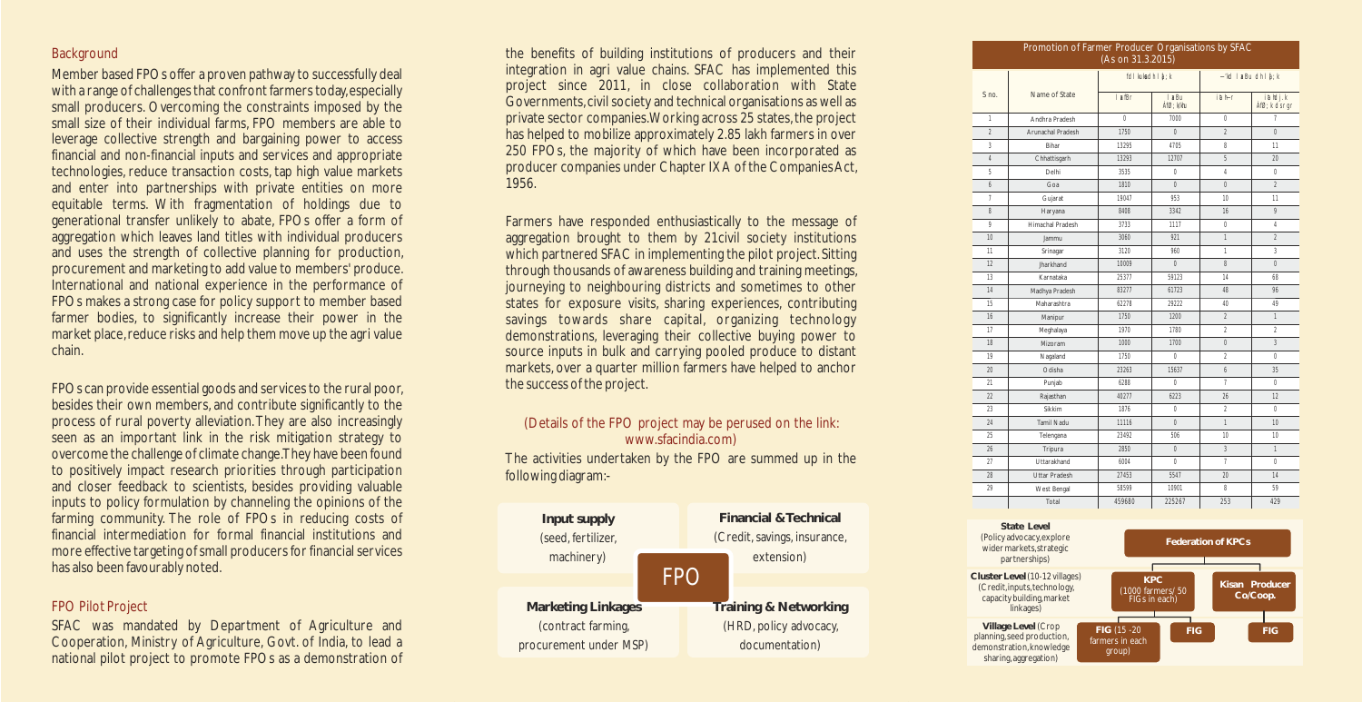## Background

Member based FPOs offer a proven pathway to successfully deal with a range of challenges that confront farmers today, especially small producers. Overcoming the constraints imposed by the small size of their individual farms, FPO members are able to leverage collective strength and bargaining power to access financial and non-financial inputs and services and appropriate technologies, reduce transaction costs, tap high value markets and enter into partnerships with private entities on more equitable terms. With fragmentation of holdings due to generational transfer unlikely to abate, FPOs offer a form of aggregation which leaves land titles with individual producers and uses the strength of collective planning for production, procurement and marketing to add value to members' produce. International and national experience in the performance of FPOs makes a strong case for policy support to member based farmer bodies, to significantly increase their power in the market place, reduce risks and help them move up the agri value chain.

FPOs can provide essential goods and services to the rural poor, besides their own members, and contribute significantly to the process of rural poverty alleviation. They are also increasingly seen as an important link in the risk mitigation strategy to overcome the challenge of climate change. They have been found to positively impact research priorities through participation and closer feedback to scientists, besides providing valuable inputs to policy formulation by channeling the opinions of the farming community. The role of FPOs in reducing costs of financial intermediation for formal financial institutions and more effective targeting of small producers for financial services has also been favourably noted.

## FPO Pilot Project

SFAC was mandated by Department of Agriculture and Cooperation, Ministry of Agriculture, Govt. of India, to lead a national pilot project to promote FPOs as a demonstration of the benefits of building institutions of producers and their integration in agri value chains. SFAC has implemented this project since 2011, in close collaboration with State Governments, civil society and technical organisations as well as private sector companies. Working across 25 states, the project has helped to mobilize approximately 2.85 lakh farmers in over 250 FPOs, the majority of which have been incorporated as producer companies under Chapter IXA of the Companies Act, 1956.

Farmers have responded enthusiastically to the message of aggregation brought to them by 21civil society institutions which partnered SFAC in implementing the pilot project. Sitting through thousands of awareness building and training meetings, journeying to neighbouring districts and sometimes to other states for exposure visits, sharing experiences, contributing savings towards share capital, organizing technology demonstrations, leveraging their collective buying power to source inputs in bulk and carrying pooled produce to distant markets, over a quarter million farmers have helped to anchor the success of the project.

(Details of the FPO project may be perused on the link: www.sfacindia.com)

The activities undertaken by the FPO are summed up in the following diagram:-

FPO

**Input supply**
(seed, fertilizer, machinery)

**Financial & Technical**
(Credit, savings, insurance, extension)

**Marketing Linkages**
(contract farming, procurement under MSP)

**Training & Networking**
(HRD, policy advocacy, documentation)

### Promotion of Farmer Producer Organisations by SFAC (As on 31.3.2015)

| S no. | Name of State | fdlku lax<u l ¡;k | | —"kd laBu dh l ¡;k | |
|---|---|---|---|---|---|
| | | laf'Br | laBu AfØ;kfku | iathd`r | iafd;k AfØ;k dsrgr |
| 1 | Andhra Pradesh | 0 | 7000 | 0 | 7 |
| 2 | Arunachal Pradesh | 1750 | 0 | 2 | 0 |
| 3 | Bihar | 13295 | 4705 | 8 | 11 |
| 4 | Chhattisgarh | 13293 | 12707 | 5 | 20 |
| 5 | Delhi | 3535 | 0 | 4 | 0 |
| 6 | Goa | 1810 | 0 | 0 | 2 |
| 7 | Gujarat | 19047 | 953 | 10 | 11 |
| 8 | Haryana | 8408 | 3342 | 16 | 9 |
| 9 | Himachal Pradesh | 3733 | 1117 | 0 | 4 |
| 10 | Jammu | 3080 | 921 | 1 | 2 |
| 11 | Srinagar | 3120 | 960 | 1 | 3 |
| 12 | Jharkhand | 10009 | 0 | 8 | 0 |
| 13 | Karnataka | 25377 | 59123 | 14 | 68 |
| 14 | Madhya Pradesh | 83277 | 61723 | 48 | 96 |
| 15 | Maharashtra | 62278 | 29222 | 40 | 49 |
| 16 | Manipur | 1750 | 1200 | 2 | 1 |
| 17 | Meghalaya | 1970 | 1780 | 2 | 2 |
| 18 | Mizoram | 1000 | 1700 | 0 | 3 |
| 19 | Nagaland | 1750 | 0 | 2 | 0 |
| 20 | Odisha | 23263 | 15637 | 6 | 35 |
| 21 | Punjab | 6288 | 0 | 7 | 0 |
| 22 | Rajasthan | 40277 | 6223 | 26 | 12 |
| 23 | Sikkim | 1876 | 0 | 2 | 0 |
| 24 | Tamil Nadu | 11116 | 0 | 1 | 10 |
| 25 | Telengana | 23492 | 506 | 10 | 10 |
| 26 | Tripura | 2850 | 0 | 3 | 1 |
| 27 | Uttarakhand | 6004 | 0 | 7 | 0 |
| 28 | Uttar Pradesh | 27453 | 5547 | 20 | 14 |
| 29 | West Bengal | 58599 | 10901 | 8 | 59 |
| | Total | 459680 | 225267 | 253 | 429 |

**State Level** (Policy advocacy, explore wider markets, strategic partnerships)

**Cluster Level** (10-12 villages) (Credit, inputs, technology, capacity building, market linkages)

**Village Level** (Crop planning, seed production, demonstration, knowledge sharing, aggregation)

**Federation of KPCs**

**KPC** (1000 farmers/ 50 FIGs in each)

**Kisan Producer Co/Coop.**

**FIG** (15 -20 farmers in each group)

**FIG**

**FIG**